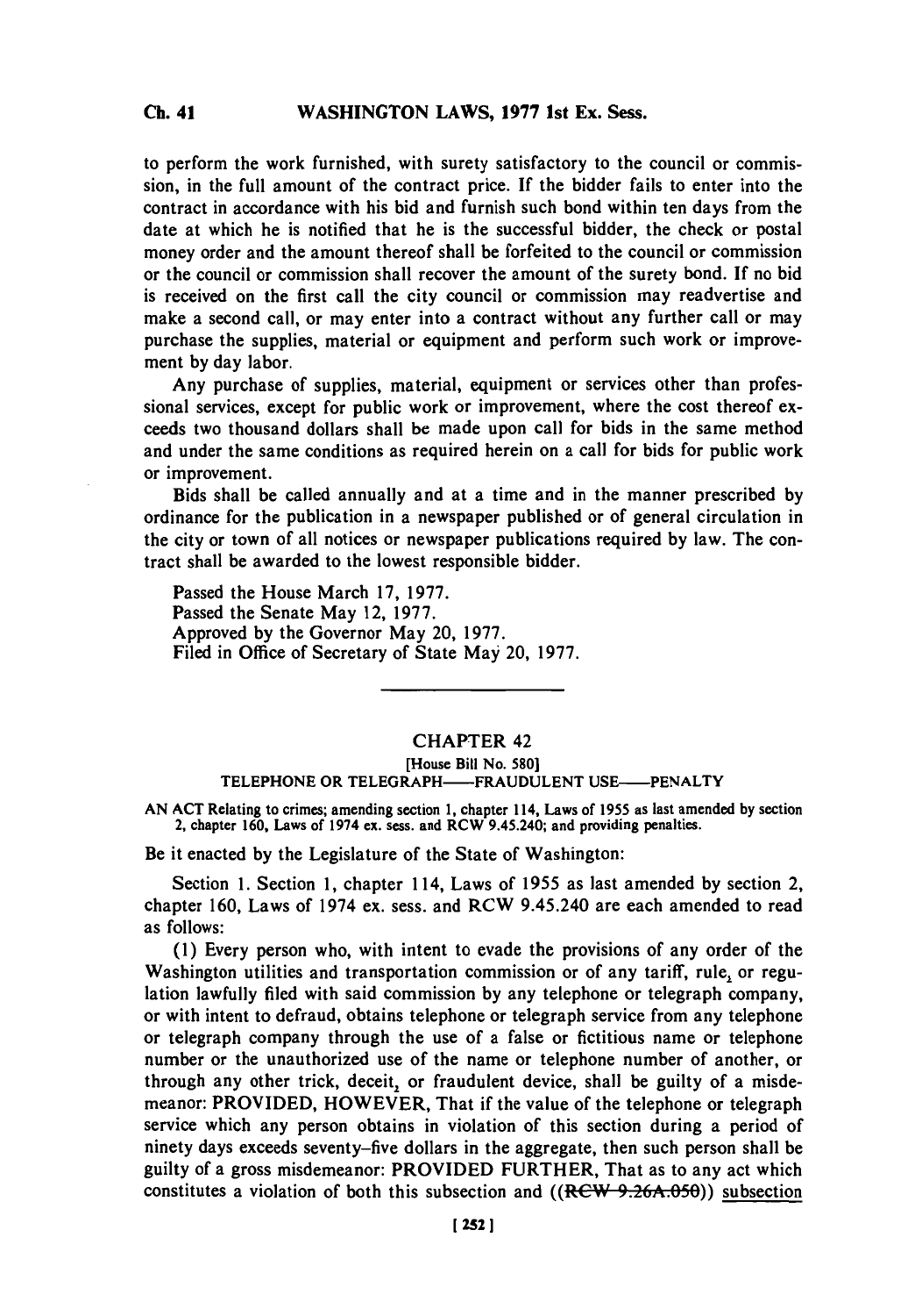to perform the work furnished, with surety satisfactory to the council or commission, in the full amount of the contract price. If the bidder fails to enter into the contract in accordance with his bid and furnish such bond within ten days from the date at which he is notified that he is the successful bidder, the check or postal money order and the amount thereof shall be forfeited to the council or commission or the council or commission shall recover the amount of the surety bond. If no bid is received on the first call the city council or commission may readvertise and make a second call, or may enter into a contract without any further call or may purchase the supplies, material or equipment and perform such work or improvement by day labor.

Any purchase of supplies, material, equipment or services other than professional services, except for public work or improvement, where the cost thereof exceeds two thousand dollars shall be made upon call for bids in the same method and under the same conditions as required herein on a call for bids for public work or improvement.

Bids shall be called annually and at a time and in the manner prescribed by ordinance for the publication in a newspaper published or of general circulation in the city or town of all notices or newspaper publications required by law. The contract shall be awarded to the lowest responsible bidder.

Passed the House March 17, 1977.
Passed the Senate May 12, 1977.
Approved by the Governor May 20, 1977.
Filed in Office of Secretary of State May 20, 1977.

---

## CHAPTER 42

[House Bill No. 580]

TELEPHONE OR TELEGRAPH——FRAUDULENT USE——PENALTY

AN ACT Relating to crimes; amending section 1, chapter 114, Laws of 1955 as last amended by section 2, chapter 160, Laws of 1974 ex. sess. and RCW 9.45.240; and providing penalties.

Be it enacted by the Legislature of the State of Washington:

Section 1. Section 1, chapter 114, Laws of 1955 as last amended by section 2, chapter 160, Laws of 1974 ex. sess. and RCW 9.45.240 are each amended to read as follows:

(1) Every person who, with intent to evade the provisions of any order of the Washington utilities and transportation commission or of any tariff, rule, or regulation lawfully filed with said commission by any telephone or telegraph company, or with intent to defraud, obtains telephone or telegraph service from any telephone or telegraph company through the use of a false or fictitious name or telephone number or the unauthorized use of the name or telephone number of another, or through any other trick, deceit, or fraudulent device, shall be guilty of a misdemeanor: PROVIDED, HOWEVER, That if the value of the telephone or telegraph service which any person obtains in violation of this section during a period of ninety days exceeds seventy-five dollars in the aggregate, then such person shall be guilty of a gross misdemeanor: PROVIDED FURTHER, That as to any act which constitutes a violation of both this subsection and ((~~RCW 9.26A.050~~)) <u>subsection</u>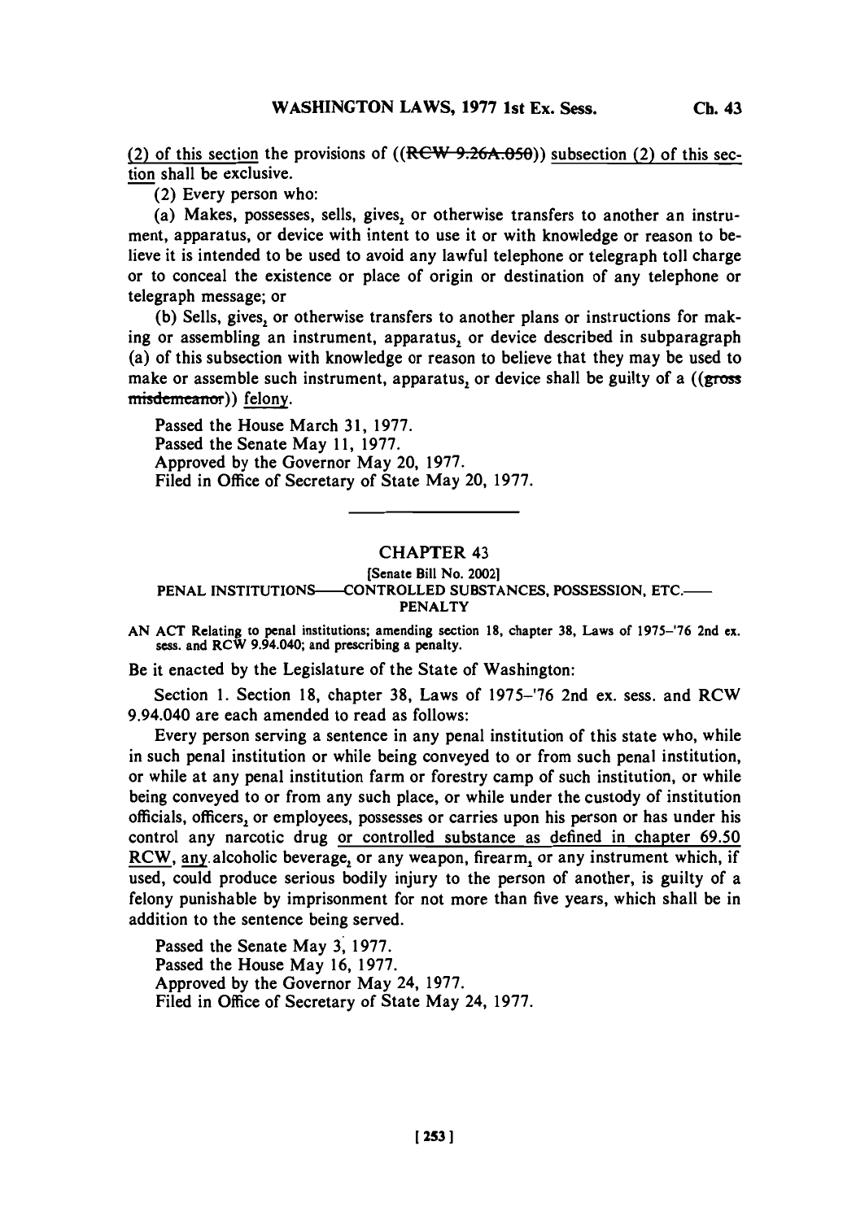(2) of this section the provisions of ((~~RCW 9.26A.050~~)) subsection (2) of this section shall be exclusive.

(2) Every person who:

(a) Makes, possesses, sells, gives, or otherwise transfers to another an instrument, apparatus, or device with intent to use it or with knowledge or reason to believe it is intended to be used to avoid any lawful telephone or telegraph toll charge or to conceal the existence or place of origin or destination of any telephone or telegraph message; or

(b) Sells, gives, or otherwise transfers to another plans or instructions for making or assembling an instrument, apparatus, or device described in subparagraph (a) of this subsection with knowledge or reason to believe that they may be used to make or assemble such instrument, apparatus, or device shall be guilty of a ((~~gross misdemeanor~~)) felony.

Passed the House March 31, 1977.
Passed the Senate May 11, 1977.
Approved by the Governor May 20, 1977.
Filed in Office of Secretary of State May 20, 1977.

---

## CHAPTER 43

[Senate Bill No. 2002]

PENAL INSTITUTIONS—CONTROLLED SUBSTANCES, POSSESSION, ETC.—PENALTY

AN ACT Relating to penal institutions; amending section 18, chapter 38, Laws of 1975–'76 2nd ex. sess. and RCW 9.94.040; and prescribing a penalty.

Be it enacted by the Legislature of the State of Washington:

Section 1. Section 18, chapter 38, Laws of 1975–'76 2nd ex. sess. and RCW 9.94.040 are each amended to read as follows:

Every person serving a sentence in any penal institution of this state who, while in such penal institution or while being conveyed to or from such penal institution, or while at any penal institution farm or forestry camp of such institution, or while being conveyed to or from any such place, or while under the custody of institution officials, officers, or employees, possesses or carries upon his person or has under his control any narcotic drug or controlled substance as defined in chapter 69.50 RCW, any alcoholic beverage, or any weapon, firearm, or any instrument which, if used, could produce serious bodily injury to the person of another, is guilty of a felony punishable by imprisonment for not more than five years, which shall be in addition to the sentence being served.

Passed the Senate May 3, 1977.
Passed the House May 16, 1977.
Approved by the Governor May 24, 1977.
Filed in Office of Secretary of State May 24, 1977.